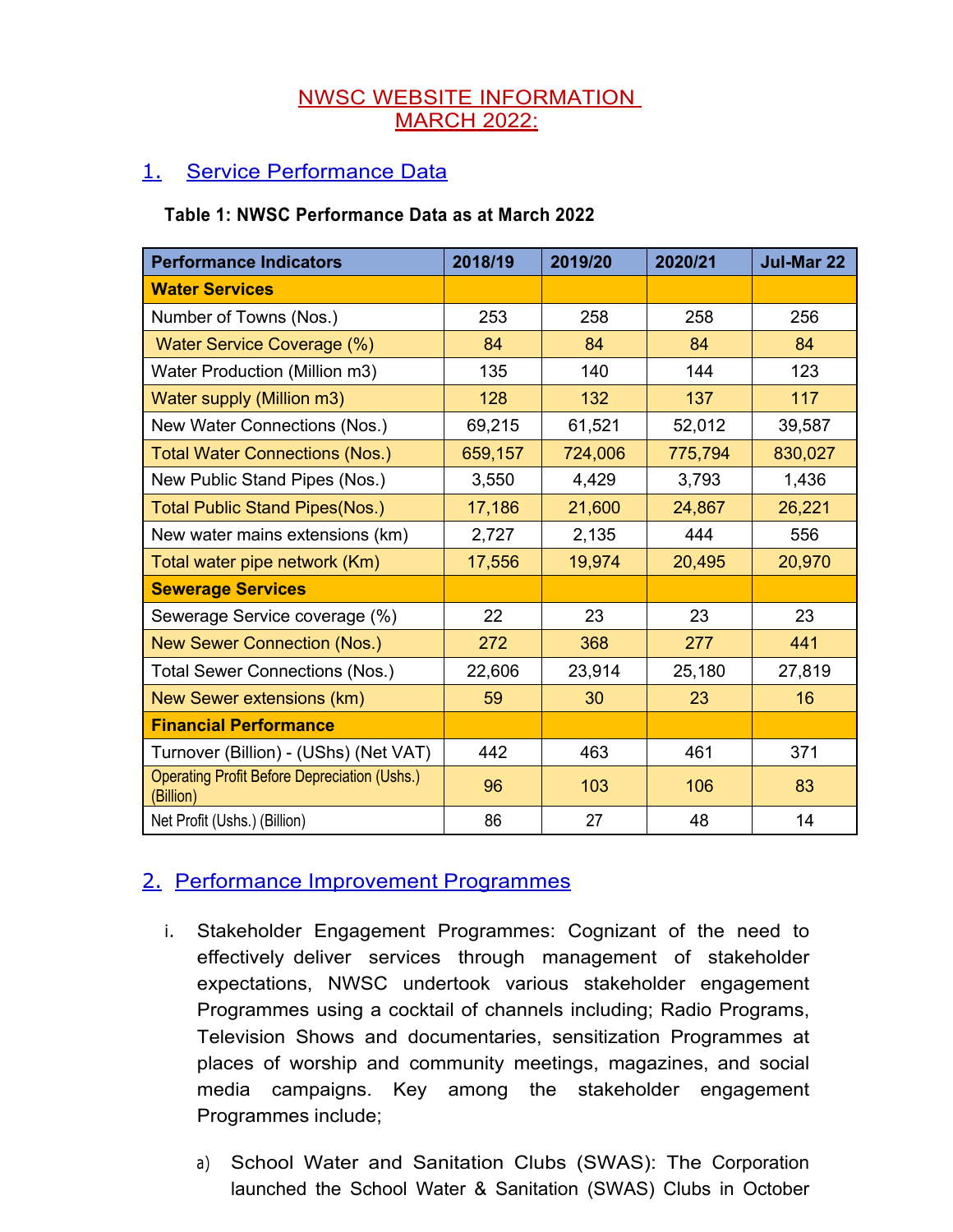# NWSC WEBSITE INFORMATION MARCH 2022:

## 1. Service Performance Data

**Table 1: NWSC Performance Data as at March 2022**

| Performance Indicators | 2018/19 | 2019/20 | 2020/21 | Jul-Mar 22 |
|---|---|---|---|---|
| **Water Services** | | | | |
| Number of Towns (Nos.) | 253 | 258 | 258 | 256 |
| Water Service Coverage (%) | 84 | 84 | 84 | 84 |
| Water Production (Million m3) | 135 | 140 | 144 | 123 |
| Water supply (Million m3) | 128 | 132 | 137 | 117 |
| New Water Connections (Nos.) | 69,215 | 61,521 | 52,012 | 39,587 |
| Total Water Connections (Nos.) | 659,157 | 724,006 | 775,794 | 830,027 |
| New Public Stand Pipes (Nos.) | 3,550 | 4,429 | 3,793 | 1,436 |
| Total Public Stand Pipes(Nos.) | 17,186 | 21,600 | 24,867 | 26,221 |
| New water mains extensions (km) | 2,727 | 2,135 | 444 | 556 |
| Total water pipe network (Km) | 17,556 | 19,974 | 20,495 | 20,970 |
| **Sewerage Services** | | | | |
| Sewerage Service coverage (%) | 22 | 23 | 23 | 23 |
| New Sewer Connection (Nos.) | 272 | 368 | 277 | 441 |
| Total Sewer Connections (Nos.) | 22,606 | 23,914 | 25,180 | 27,819 |
| New Sewer extensions (km) | 59 | 30 | 23 | 16 |
| **Financial Performance** | | | | |
| Turnover (Billion) - (UShs) (Net VAT) | 442 | 463 | 461 | 371 |
| Operating Profit Before Depreciation (Ushs.) (Billion) | 96 | 103 | 106 | 83 |
| Net Profit (Ushs.) (Billion) | 86 | 27 | 48 | 14 |

## 2. Performance Improvement Programmes

i. Stakeholder Engagement Programmes: Cognizant of the need to effectively deliver services through management of stakeholder expectations, NWSC undertook various stakeholder engagement Programmes using a cocktail of channels including; Radio Programs, Television Shows and documentaries, sensitization Programmes at places of worship and community meetings, magazines, and social media campaigns. Key among the stakeholder engagement Programmes include;

a) School Water and Sanitation Clubs (SWAS): The Corporation launched the School Water & Sanitation (SWAS) Clubs in October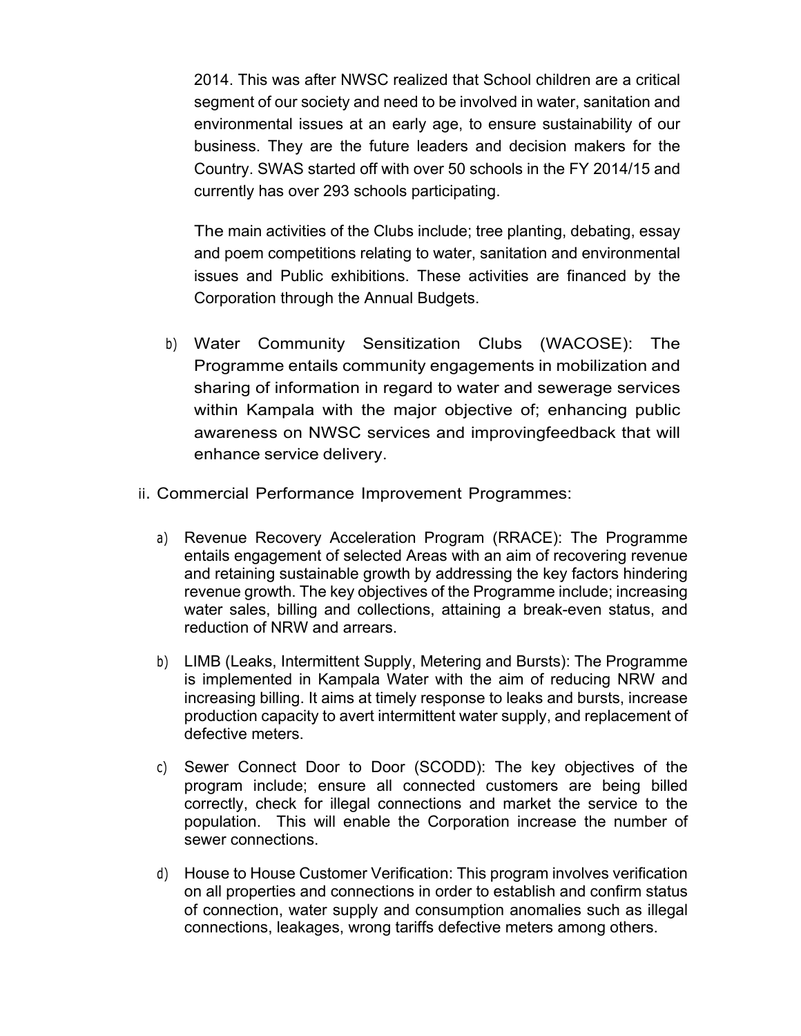2014. This was after NWSC realized that School children are a critical segment of our society and need to be involved in water, sanitation and environmental issues at an early age, to ensure sustainability of our business. They are the future leaders and decision makers for the Country. SWAS started off with over 50 schools in the FY 2014/15 and currently has over 293 schools participating.

The main activities of the Clubs include; tree planting, debating, essay and poem competitions relating to water, sanitation and environmental issues and Public exhibitions. These activities are financed by the Corporation through the Annual Budgets.

b) Water Community Sensitization Clubs (WACOSE): The Programme entails community engagements in mobilization and sharing of information in regard to water and sewerage services within Kampala with the major objective of; enhancing public awareness on NWSC services and improvingfeedback that will enhance service delivery.

ii. Commercial Performance Improvement Programmes:

a) Revenue Recovery Acceleration Program (RRACE): The Programme entails engagement of selected Areas with an aim of recovering revenue and retaining sustainable growth by addressing the key factors hindering revenue growth. The key objectives of the Programme include; increasing water sales, billing and collections, attaining a break-even status, and reduction of NRW and arrears.

b) LIMB (Leaks, Intermittent Supply, Metering and Bursts): The Programme is implemented in Kampala Water with the aim of reducing NRW and increasing billing. It aims at timely response to leaks and bursts, increase production capacity to avert intermittent water supply, and replacement of defective meters.

c) Sewer Connect Door to Door (SCODD): The key objectives of the program include; ensure all connected customers are being billed correctly, check for illegal connections and market the service to the population. This will enable the Corporation increase the number of sewer connections.

d) House to House Customer Verification: This program involves verification on all properties and connections in order to establish and confirm status of connection, water supply and consumption anomalies such as illegal connections, leakages, wrong tariffs defective meters among others.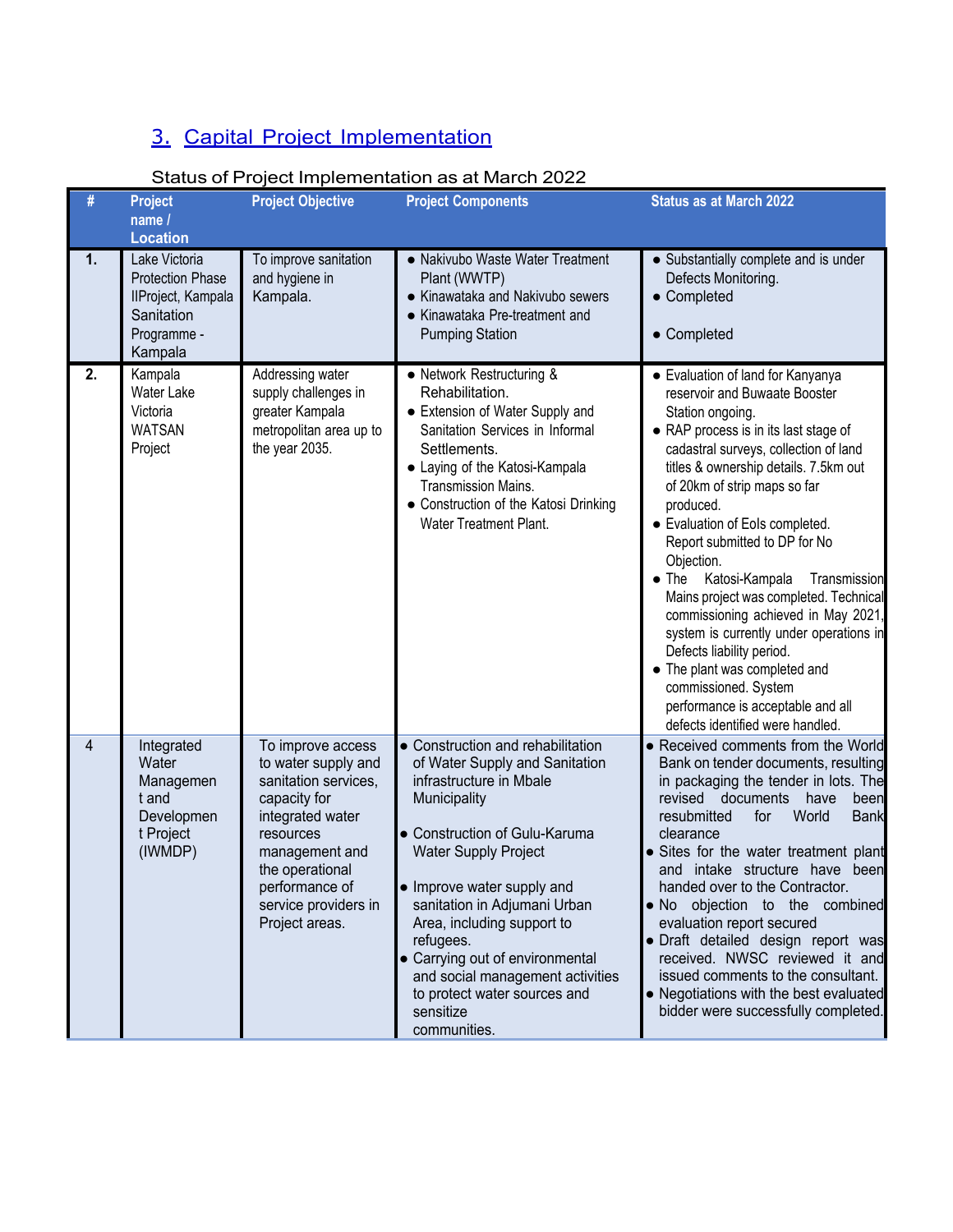## 3. Capital Project Implementation

Status of Project Implementation as at March 2022

| # | Project name / Location | Project Objective | Project Components | Status as at March 2022 |
|---|---|---|---|---|
| 1. | Lake Victoria Protection Phase IIProject, Kampala Sanitation Programme - Kampala | To improve sanitation and hygiene in Kampala. | ● Nakivubo Waste Water Treatment Plant (WWTP)<br>● Kinawataka and Nakivubo sewers<br>● Kinawataka Pre-treatment and Pumping Station | ● Substantially complete and is under Defects Monitoring.<br>● Completed<br>● Completed |
| 2. | Kampala Water Lake Victoria WATSAN Project | Addressing water supply challenges in greater Kampala metropolitan area up to the year 2035. | ● Network Restructuring & Rehabilitation.<br>● Extension of Water Supply and Sanitation Services in Informal Settlements.<br>● Laying of the Katosi-Kampala Transmission Mains.<br>● Construction of the Katosi Drinking Water Treatment Plant. | ● Evaluation of land for Kanyanya reservoir and Buwaate Booster Station ongoing.<br>● RAP process is in its last stage of cadastral surveys, collection of land titles & ownership details. 7.5km out of 20km of strip maps so far produced.<br>● Evaluation of EoIs completed. Report submitted to DP for No Objection.<br>● The Katosi-Kampala Transmission Mains project was completed. Technical commissioning achieved in May 2021, system is currently under operations in Defects liability period.<br>● The plant was completed and commissioned. System performance is acceptable and all defects identified were handled. |
| 4 | Integrated Water Management and Development Project (IWMDP) | To improve access to water supply and sanitation services, capacity for integrated water resources management and the operational performance of service providers in Project areas. | ● Construction and rehabilitation of Water Supply and Sanitation infrastructure in Mbale Municipality<br>● Construction of Gulu-Karuma Water Supply Project<br>● Improve water supply and sanitation in Adjumani Urban Area, including support to refugees.<br>● Carrying out of environmental and social management activities to protect water sources and sensitize communities. | ● Received comments from the World Bank on tender documents, resulting in packaging the tender in lots. The revised documents have been resubmitted for World Bank clearance<br>● Sites for the water treatment plant and intake structure have been handed over to the Contractor.<br>● No objection to the combined evaluation report secured<br>● Draft detailed design report was received. NWSC reviewed it and issued comments to the consultant.<br>● Negotiations with the best evaluated bidder were successfully completed. |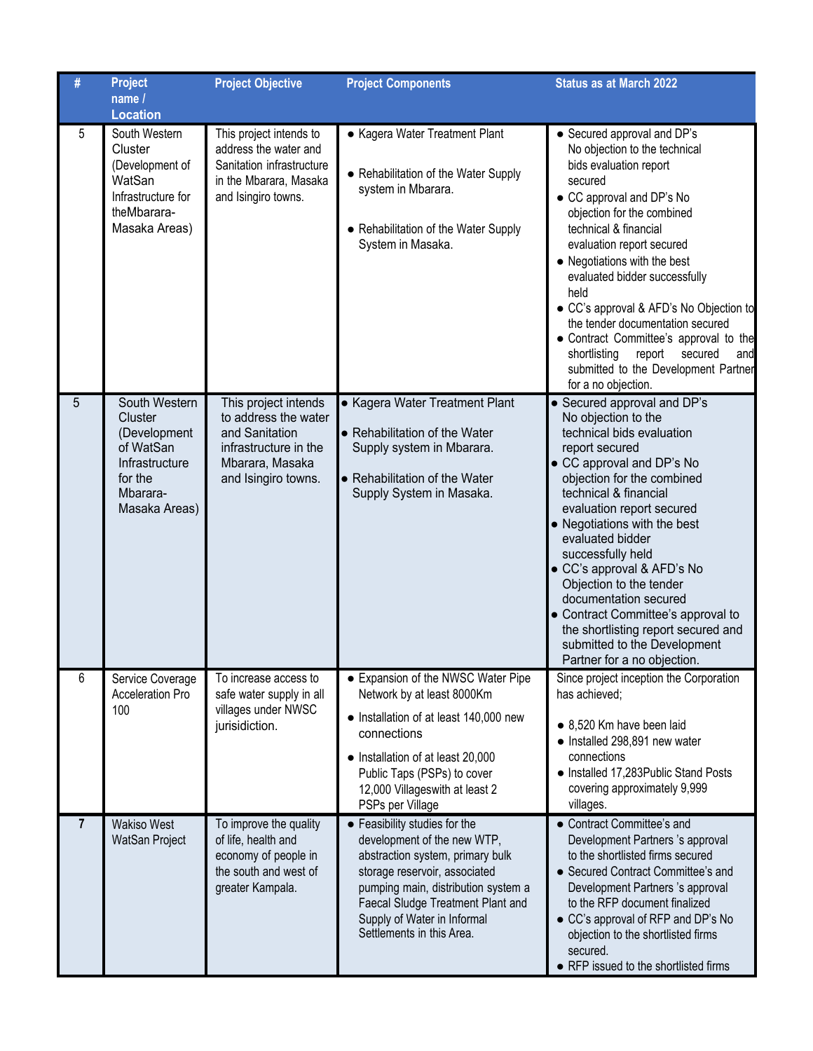| # | Project name / Location | Project Objective | Project Components | Status as at March 2022 |
|---|---|---|---|---|
| 5 | South Western Cluster (Development of WatSan Infrastructure for theMbarara-Masaka Areas) | This project intends to address the water and Sanitation infrastructure in the Mbarara, Masaka and Isingiro towns. | • Kagera Water Treatment Plant<br>• Rehabilitation of the Water Supply system in Mbarara.<br>• Rehabilitation of the Water Supply System in Masaka. | • Secured approval and DP's No objection to the technical bids evaluation report secured<br>• CC approval and DP's No objection for the combined technical & financial evaluation report secured<br>• Negotiations with the best evaluated bidder successfully held<br>• CC's approval & AFD's No Objection to the tender documentation secured<br>• Contract Committee's approval to the shortlisting report secured and submitted to the Development Partner for a no objection. |
| 5 | South Western Cluster (Development of WatSan Infrastructure for the Mbarara-Masaka Areas) | This project intends to address the water and Sanitation infrastructure in the Mbarara, Masaka and Isingiro towns. | • Kagera Water Treatment Plant<br>• Rehabilitation of the Water Supply system in Mbarara.<br>• Rehabilitation of the Water Supply System in Masaka. | • Secured approval and DP's No objection to the technical bids evaluation report secured<br>• CC approval and DP's No objection for the combined technical & financial evaluation report secured<br>• Negotiations with the best evaluated bidder successfully held<br>• CC's approval & AFD's No Objection to the tender documentation secured<br>• Contract Committee's approval to the shortlisting report secured and submitted to the Development Partner for a no objection. |
| 6 | Service Coverage Acceleration Pro 100 | To increase access to safe water supply in all villages under NWSC jurisdiction. | • Expansion of the NWSC Water Pipe Network by at least 8000Km<br>• Installation of at least 140,000 new connections<br>• Installation of at least 20,000 Public Taps (PSPs) to cover 12,000 Villageswith at least 2 PSPs per Village | Since project inception the Corporation has achieved;<br>• 8,520 Km have been laid<br>• Installed 298,891 new water connections<br>• Installed 17,283Public Stand Posts covering approximately 9,999 villages. |
| **7** | Wakiso West WatSan Project | To improve the quality of life, health and economy of people in the south and west of greater Kampala. | • Feasibility studies for the development of the new WTP, abstraction system, primary bulk storage reservoir, associated pumping main, distribution system a Faecal Sludge Treatment Plant and Supply of Water in Informal Settlements in this Area. | • Contract Committee's and Development Partners 's approval to the shortlisted firms secured<br>• Secured Contract Committee's and Development Partners 's approval to the RFP document finalized<br>• CC's approval of RFP and DP's No objection to the shortlisted firms secured.<br>• RFP issued to the shortlisted firms |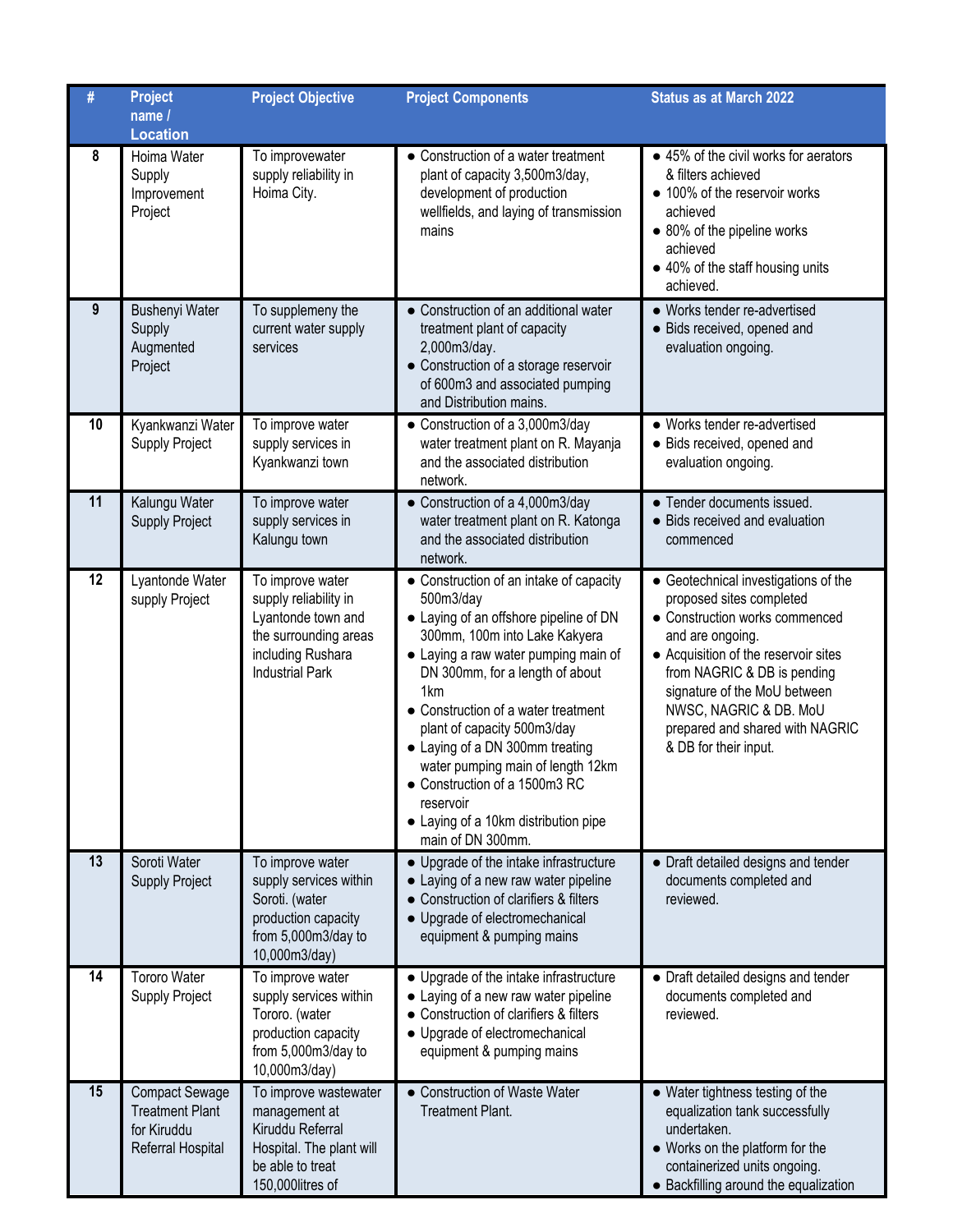| # | Project name / Location | Project Objective | Project Components | Status as at March 2022 |
|---|---|---|---|---|
| 8 | Hoima Water Supply Improvement Project | To improvewater supply reliability in Hoima City. | ● Construction of a water treatment plant of capacity 3,500m3/day, development of production wellfields, and laying of transmission mains | ● 45% of the civil works for aerators & filters achieved<br>● 100% of the reservoir works achieved<br>● 80% of the pipeline works achieved<br>● 40% of the staff housing units achieved. |
| 9 | Bushenyi Water Supply Augmented Project | To supplemeny the current water supply services | ● Construction of an additional water treatment plant of capacity 2,000m3/day.<br>● Construction of a storage reservoir of 600m3 and associated pumping and Distribution mains. | ● Works tender re-advertised<br>● Bids received, opened and evaluation ongoing. |
| 10 | Kyankwanzi Water Supply Project | To improve water supply services in Kyankwanzi town | ● Construction of a 3,000m3/day water treatment plant on R. Mayanja and the associated distribution network. | ● Works tender re-advertised<br>● Bids received, opened and evaluation ongoing. |
| 11 | Kalungu Water Supply Project | To improve water supply services in Kalungu town | ● Construction of a 4,000m3/day water treatment plant on R. Katonga and the associated distribution network. | ● Tender documents issued.<br>● Bids received and evaluation commenced |
| 12 | Lyantonde Water supply Project | To improve water supply reliability in Lyantonde town and the surrounding areas including Rushara Industrial Park | ● Construction of an intake of capacity 500m3/day<br>● Laying of an offshore pipeline of DN 300mm, 100m into Lake Kakyera<br>● Laying a raw water pumping main of DN 300mm, for a length of about 1km<br>● Construction of a water treatment plant of capacity 500m3/day<br>● Laying of a DN 300mm treating water pumping main of length 12km<br>● Construction of a 1500m3 RC reservoir<br>● Laying of a 10km distribution pipe main of DN 300mm. | ● Geotechnical investigations of the proposed sites completed<br>● Construction works commenced and are ongoing.<br>● Acquisition of the reservoir sites from NAGRIC & DB is pending signature of the MoU between NWSC, NAGRIC & DB. MoU prepared and shared with NAGRIC & DB for their input. |
| 13 | Soroti Water Supply Project | To improve water supply services within Soroti. (water production capacity from 5,000m3/day to 10,000m3/day) | ● Upgrade of the intake infrastructure<br>● Laying of a new raw water pipeline<br>● Construction of clarifiers & filters<br>● Upgrade of electromechanical equipment & pumping mains | ● Draft detailed designs and tender documents completed and reviewed. |
| 14 | Tororo Water Supply Project | To improve water supply services within Tororo. (water production capacity from 5,000m3/day to 10,000m3/day) | ● Upgrade of the intake infrastructure<br>● Laying of a new raw water pipeline<br>● Construction of clarifiers & filters<br>● Upgrade of electromechanical equipment & pumping mains | ● Draft detailed designs and tender documents completed and reviewed. |
| 15 | Compact Sewage Treatment Plant for Kiruddu Referral Hospital | To improve wastewater management at Kiruddu Referral Hospital. The plant will be able to treat 150,000litres of | ● Construction of Waste Water Treatment Plant. | ● Water tightness testing of the equalization tank successfully undertaken.<br>● Works on the platform for the containerized units ongoing.<br>● Backfilling around the equalization |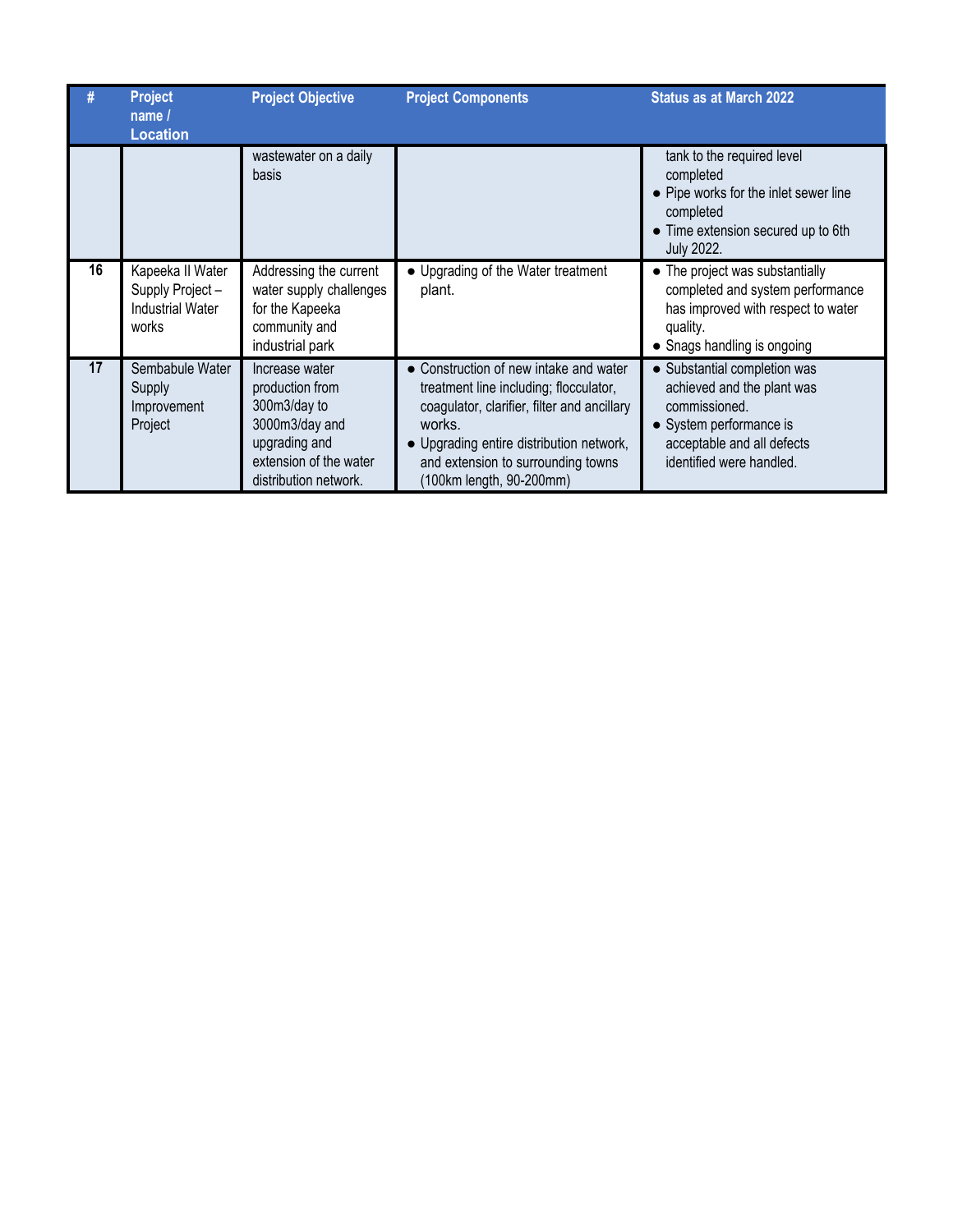| # | Project name / Location | Project Objective | Project Components | Status as at March 2022 |
|---|---|---|---|---|
| | | wastewater on a daily basis | | tank to the required level completed<br>● Pipe works for the inlet sewer line completed<br>● Time extension secured up to 6th July 2022. |
| 16 | Kapeeka II Water Supply Project – Industrial Water works | Addressing the current water supply challenges for the Kapeeka community and industrial park | ● Upgrading of the Water treatment plant. | ● The project was substantially completed and system performance has improved with respect to water quality.<br>● Snags handling is ongoing |
| 17 | Sembabule Water Supply Improvement Project | Increase water production from 300m3/day to 3000m3/day and upgrading and extension of the water distribution network. | ● Construction of new intake and water treatment line including; flocculator, coagulator, clarifier, filter and ancillary works.<br>● Upgrading entire distribution network, and extension to surrounding towns (100km length, 90-200mm) | ● Substantial completion was achieved and the plant was commissioned.<br>● System performance is acceptable and all defects identified were handled. |